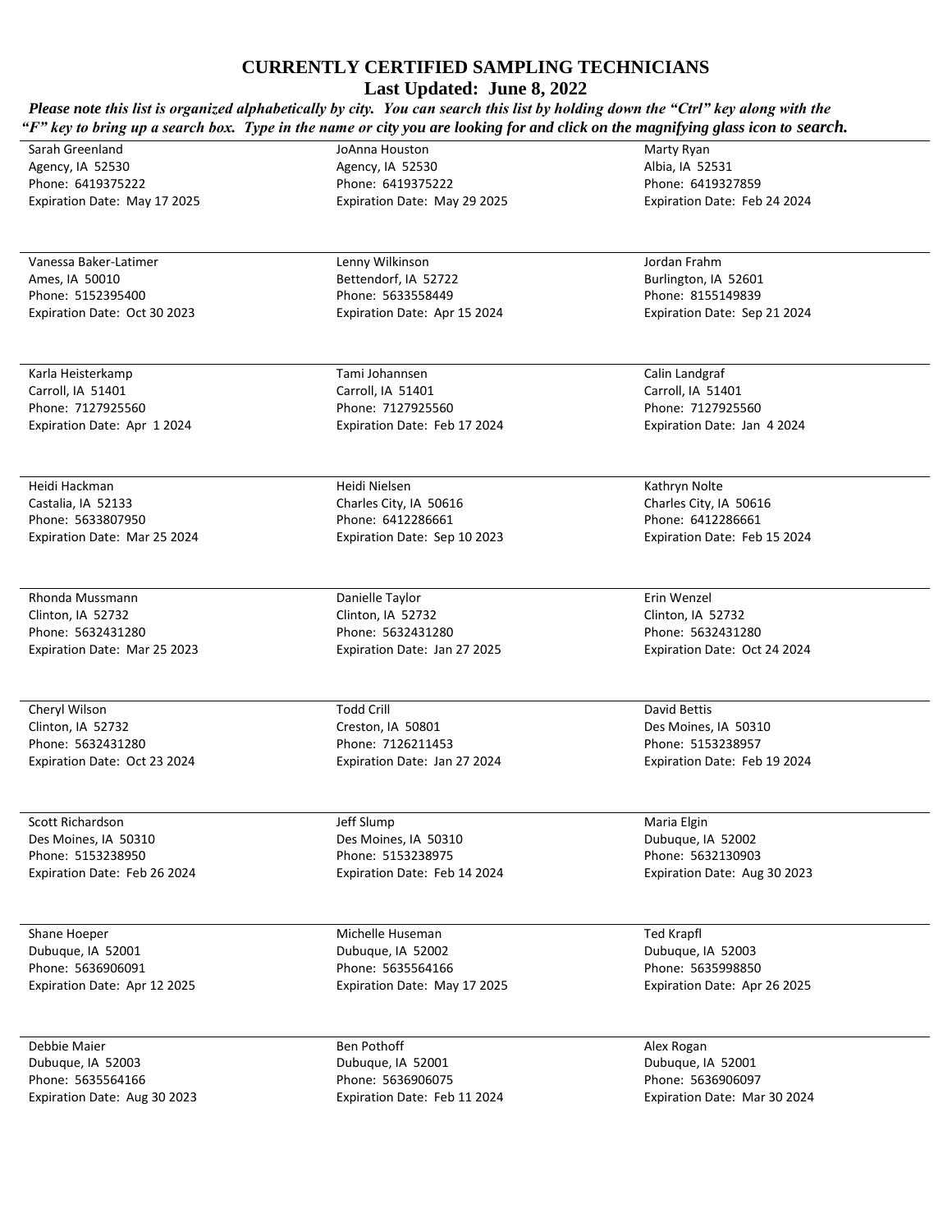# CURRENTLY CERTIFIED SAMPLING TECHNICIANS

## Last Updated: June 8, 2022

***Please note this list is organized alphabetically by city. You can search this list by holding down the "Ctrl" key along with the "F" key to bring up a search box. Type in the name or city you are looking for and click on the magnifying glass icon to search.***

Sarah Greenland
Agency, IA 52530
Phone: 6419375222
Expiration Date: May 17 2025

JoAnna Houston
Agency, IA 52530
Phone: 6419375222
Expiration Date: May 29 2025

Marty Ryan
Albia, IA 52531
Phone: 6419327859
Expiration Date: Feb 24 2024

---

Vanessa Baker-Latimer
Ames, IA 50010
Phone: 5152395400
Expiration Date: Oct 30 2023

Lenny Wilkinson
Bettendorf, IA 52722
Phone: 5633558449
Expiration Date: Apr 15 2024

Jordan Frahm
Burlington, IA 52601
Phone: 8155149839
Expiration Date: Sep 21 2024

---

Karla Heisterkamp
Carroll, IA 51401
Phone: 7127925560
Expiration Date: Apr 1 2024

Tami Johannsen
Carroll, IA 51401
Phone: 7127925560
Expiration Date: Feb 17 2024

Calin Landgraf
Carroll, IA 51401
Phone: 7127925560
Expiration Date: Jan 4 2024

---

Heidi Hackman
Castalia, IA 52133
Phone: 5633807950
Expiration Date: Mar 25 2024

Heidi Nielsen
Charles City, IA 50616
Phone: 6412286661
Expiration Date: Sep 10 2023

Kathryn Nolte
Charles City, IA 50616
Phone: 6412286661
Expiration Date: Feb 15 2024

---

Rhonda Mussmann
Clinton, IA 52732
Phone: 5632431280
Expiration Date: Mar 25 2023

Danielle Taylor
Clinton, IA 52732
Phone: 5632431280
Expiration Date: Jan 27 2025

Erin Wenzel
Clinton, IA 52732
Phone: 5632431280
Expiration Date: Oct 24 2024

---

Cheryl Wilson
Clinton, IA 52732
Phone: 5632431280
Expiration Date: Oct 23 2024

Todd Crill
Creston, IA 50801
Phone: 7126211453
Expiration Date: Jan 27 2024

David Bettis
Des Moines, IA 50310
Phone: 5153238957
Expiration Date: Feb 19 2024

---

Scott Richardson
Des Moines, IA 50310
Phone: 5153238950
Expiration Date: Feb 26 2024

Jeff Slump
Des Moines, IA 50310
Phone: 5153238975
Expiration Date: Feb 14 2024

Maria Elgin
Dubuque, IA 52002
Phone: 5632130903
Expiration Date: Aug 30 2023

---

Shane Hoeper
Dubuque, IA 52001
Phone: 5636906091
Expiration Date: Apr 12 2025

Michelle Huseman
Dubuque, IA 52002
Phone: 5635564166
Expiration Date: May 17 2025

Ted Krapfl
Dubuque, IA 52003
Phone: 5635998850
Expiration Date: Apr 26 2025

---

Debbie Maier
Dubuque, IA 52003
Phone: 5635564166
Expiration Date: Aug 30 2023

Ben Pothoff
Dubuque, IA 52001
Phone: 5636906075
Expiration Date: Feb 11 2024

Alex Rogan
Dubuque, IA 52001
Phone: 5636906097
Expiration Date: Mar 30 2024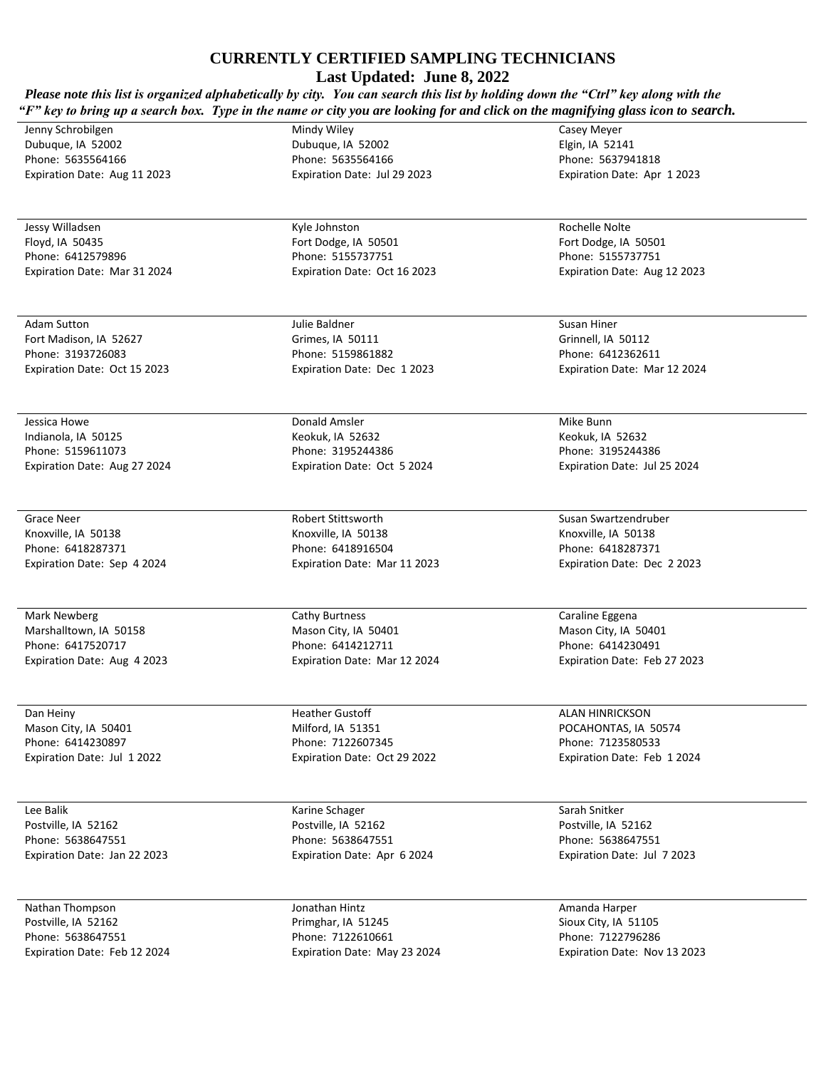## CURRENTLY CERTIFIED SAMPLING TECHNICIANS

**Last Updated: June 8, 2022**

***Please note this list is organized alphabetically by city. You can search this list by holding down the "Ctrl" key along with the "F" key to bring up a search box. Type in the name or city you are looking for and click on the magnifying glass icon to search.***

Jenny Schrobilgen
Dubuque, IA 52002
Phone: 5635564166
Expiration Date: Aug 11 2023

Mindy Wiley
Dubuque, IA 52002
Phone: 5635564166
Expiration Date: Jul 29 2023

Casey Meyer
Elgin, IA 52141
Phone: 5637941818
Expiration Date: Apr 1 2023

---

Jessy Willadsen
Floyd, IA 50435
Phone: 6412579896
Expiration Date: Mar 31 2024

Kyle Johnston
Fort Dodge, IA 50501
Phone: 5155737751
Expiration Date: Oct 16 2023

Rochelle Nolte
Fort Dodge, IA 50501
Phone: 5155737751
Expiration Date: Aug 12 2023

---

Adam Sutton
Fort Madison, IA 52627
Phone: 3193726083
Expiration Date: Oct 15 2023

Julie Baldner
Grimes, IA 50111
Phone: 5159861882
Expiration Date: Dec 1 2023

Susan Hiner
Grinnell, IA 50112
Phone: 6412362611
Expiration Date: Mar 12 2024

---

Jessica Howe
Indianola, IA 50125
Phone: 5159611073
Expiration Date: Aug 27 2024

Donald Amsler
Keokuk, IA 52632
Phone: 3195244386
Expiration Date: Oct 5 2024

Mike Bunn
Keokuk, IA 52632
Phone: 3195244386
Expiration Date: Jul 25 2024

---

Grace Neer
Knoxville, IA 50138
Phone: 6418287371
Expiration Date: Sep 4 2024

Robert Stittsworth
Knoxville, IA 50138
Phone: 6418916504
Expiration Date: Mar 11 2023

Susan Swartzendruber
Knoxville, IA 50138
Phone: 6418287371
Expiration Date: Dec 2 2023

---

Mark Newberg
Marshalltown, IA 50158
Phone: 6417520717
Expiration Date: Aug 4 2023

Cathy Burtness
Mason City, IA 50401
Phone: 6414212711
Expiration Date: Mar 12 2024

Caraline Eggena
Mason City, IA 50401
Phone: 6414230491
Expiration Date: Feb 27 2023

---

Dan Heiny
Mason City, IA 50401
Phone: 6414230897
Expiration Date: Jul 1 2022

Heather Gustoff
Milford, IA 51351
Phone: 7122607345
Expiration Date: Oct 29 2022

ALAN HINRICKSON
POCAHONTAS, IA 50574
Phone: 7123580533
Expiration Date: Feb 1 2024

---

Lee Balik
Postville, IA 52162
Phone: 5638647551
Expiration Date: Jan 22 2023

Karine Schager
Postville, IA 52162
Phone: 5638647551
Expiration Date: Apr 6 2024

Sarah Snitker
Postville, IA 52162
Phone: 5638647551
Expiration Date: Jul 7 2023

---

Nathan Thompson
Postville, IA 52162
Phone: 5638647551
Expiration Date: Feb 12 2024

Jonathan Hintz
Primghar, IA 51245
Phone: 7122610661
Expiration Date: May 23 2024

Amanda Harper
Sioux City, IA 51105
Phone: 7122796286
Expiration Date: Nov 13 2023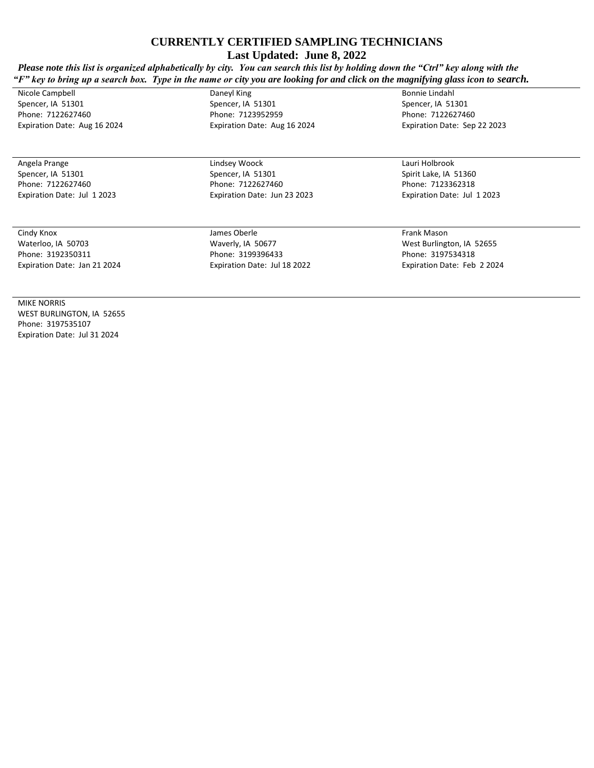**CURRENTLY CERTIFIED SAMPLING TECHNICIANS**

**Last Updated: June 8, 2022**

***Please note this list is organized alphabetically by city. You can search this list by holding down the "Ctrl" key along with the "F" key to bring up a search box. Type in the name or city you are looking for and click on the magnifying glass icon to search.***

Nicole Campbell
Spencer, IA 51301
Phone: 7122627460
Expiration Date: Aug 16 2024

Daneyl King
Spencer, IA 51301
Phone: 7123952959
Expiration Date: Aug 16 2024

Bonnie Lindahl
Spencer, IA 51301
Phone: 7122627460
Expiration Date: Sep 22 2023

Angela Prange
Spencer, IA 51301
Phone: 7122627460
Expiration Date: Jul 1 2023

Lindsey Woock
Spencer, IA 51301
Phone: 7122627460
Expiration Date: Jun 23 2023

Lauri Holbrook
Spirit Lake, IA 51360
Phone: 7123362318
Expiration Date: Jul 1 2023

Cindy Knox
Waterloo, IA 50703
Phone: 3192350311
Expiration Date: Jan 21 2024

James Oberle
Waverly, IA 50677
Phone: 3199396433
Expiration Date: Jul 18 2022

Frank Mason
West Burlington, IA 52655
Phone: 3197534318
Expiration Date: Feb 2 2024

MIKE NORRIS
WEST BURLINGTON, IA 52655
Phone: 3197535107
Expiration Date: Jul 31 2024